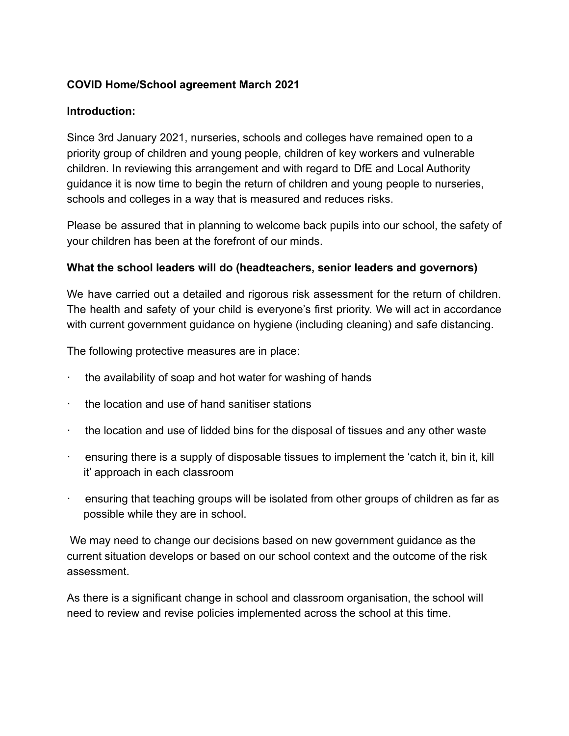**COVID Home/School agreement March 2021**

**Introduction:**

Since 3rd January 2021, nurseries, schools and colleges have remained open to a priority group of children and young people, children of key workers and vulnerable children. In reviewing this arrangement and with regard to DfE and Local Authority guidance it is now time to begin the return of children and young people to nurseries, schools and colleges in a way that is measured and reduces risks.

Please be assured that in planning to welcome back pupils into our school, the safety of your children has been at the forefront of our minds.

**What the school leaders will do (headteachers, senior leaders and governors)**

We have carried out a detailed and rigorous risk assessment for the return of children. The health and safety of your child is everyone's first priority. We will act in accordance with current government guidance on hygiene (including cleaning) and safe distancing.

The following protective measures are in place:

- the availability of soap and hot water for washing of hands
- the location and use of hand sanitiser stations
- the location and use of lidded bins for the disposal of tissues and any other waste
- ensuring there is a supply of disposable tissues to implement the 'catch it, bin it, kill it' approach in each classroom
- ensuring that teaching groups will be isolated from other groups of children as far as possible while they are in school.

We may need to change our decisions based on new government guidance as the current situation develops or based on our school context and the outcome of the risk assessment.

As there is a significant change in school and classroom organisation, the school will need to review and revise policies implemented across the school at this time.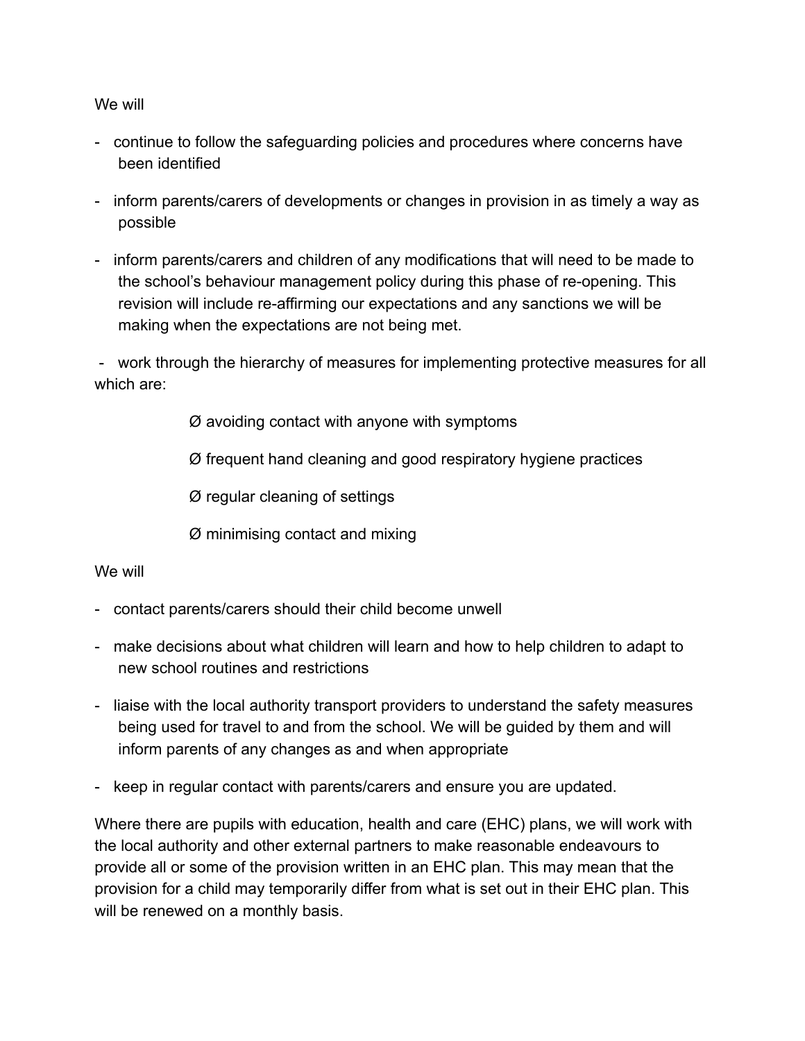We will

- continue to follow the safeguarding policies and procedures where concerns have been identified
- inform parents/carers of developments or changes in provision in as timely a way as possible
- inform parents/carers and children of any modifications that will need to be made to the school's behaviour management policy during this phase of re-opening. This revision will include re-affirming our expectations and any sanctions we will be making when the expectations are not being met.
- work through the hierarchy of measures for implementing protective measures for all which are:
  - Ø avoiding contact with anyone with symptoms
  - Ø frequent hand cleaning and good respiratory hygiene practices
  - Ø regular cleaning of settings
  - Ø minimising contact and mixing

We will

- contact parents/carers should their child become unwell
- make decisions about what children will learn and how to help children to adapt to new school routines and restrictions
- liaise with the local authority transport providers to understand the safety measures being used for travel to and from the school. We will be guided by them and will inform parents of any changes as and when appropriate
- keep in regular contact with parents/carers and ensure you are updated.

Where there are pupils with education, health and care (EHC) plans, we will work with the local authority and other external partners to make reasonable endeavours to provide all or some of the provision written in an EHC plan. This may mean that the provision for a child may temporarily differ from what is set out in their EHC plan. This will be renewed on a monthly basis.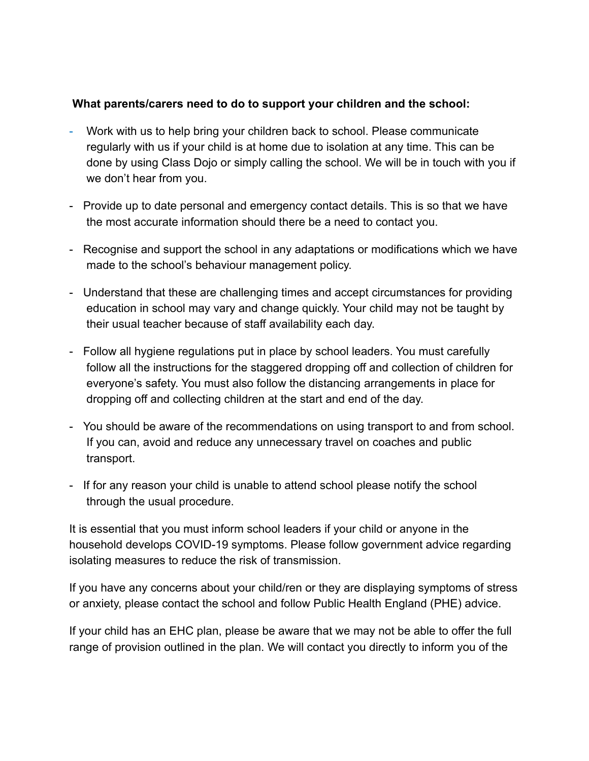**What parents/carers need to do to support your children and the school:**

- Work with us to help bring your children back to school. Please communicate regularly with us if your child is at home due to isolation at any time. This can be done by using Class Dojo or simply calling the school. We will be in touch with you if we don't hear from you.

- Provide up to date personal and emergency contact details. This is so that we have the most accurate information should there be a need to contact you.

- Recognise and support the school in any adaptations or modifications which we have made to the school's behaviour management policy.

- Understand that these are challenging times and accept circumstances for providing education in school may vary and change quickly. Your child may not be taught by their usual teacher because of staff availability each day.

- Follow all hygiene regulations put in place by school leaders. You must carefully follow all the instructions for the staggered dropping off and collection of children for everyone's safety. You must also follow the distancing arrangements in place for dropping off and collecting children at the start and end of the day.

- You should be aware of the recommendations on using transport to and from school. If you can, avoid and reduce any unnecessary travel on coaches and public transport.

- If for any reason your child is unable to attend school please notify the school through the usual procedure.

It is essential that you must inform school leaders if your child or anyone in the household develops COVID-19 symptoms. Please follow government advice regarding isolating measures to reduce the risk of transmission.

If you have any concerns about your child/ren or they are displaying symptoms of stress or anxiety, please contact the school and follow Public Health England (PHE) advice.

If your child has an EHC plan, please be aware that we may not be able to offer the full range of provision outlined in the plan. We will contact you directly to inform you of the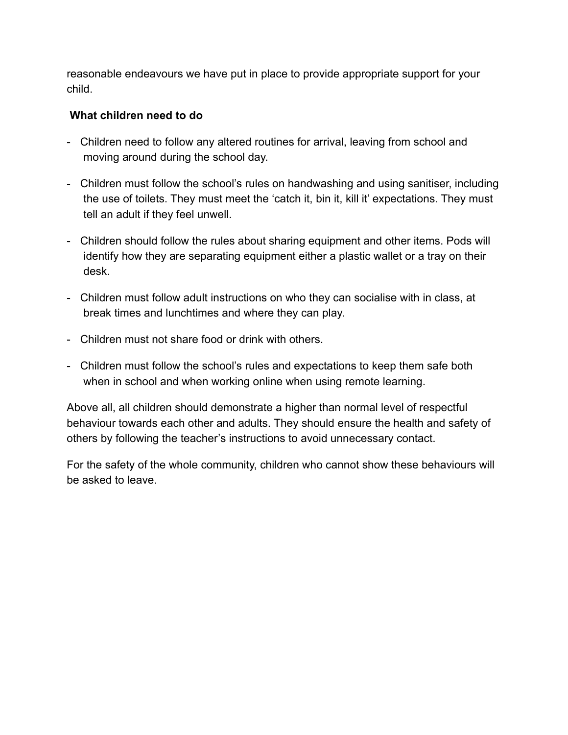reasonable endeavours we have put in place to provide appropriate support for your child.

**What children need to do**

- Children need to follow any altered routines for arrival, leaving from school and moving around during the school day.
- Children must follow the school's rules on handwashing and using sanitiser, including the use of toilets. They must meet the 'catch it, bin it, kill it' expectations. They must tell an adult if they feel unwell.
- Children should follow the rules about sharing equipment and other items. Pods will identify how they are separating equipment either a plastic wallet or a tray on their desk.
- Children must follow adult instructions on who they can socialise with in class, at break times and lunchtimes and where they can play.
- Children must not share food or drink with others.
- Children must follow the school's rules and expectations to keep them safe both when in school and when working online when using remote learning.

Above all, all children should demonstrate a higher than normal level of respectful behaviour towards each other and adults. They should ensure the health and safety of others by following the teacher's instructions to avoid unnecessary contact.

For the safety of the whole community, children who cannot show these behaviours will be asked to leave.